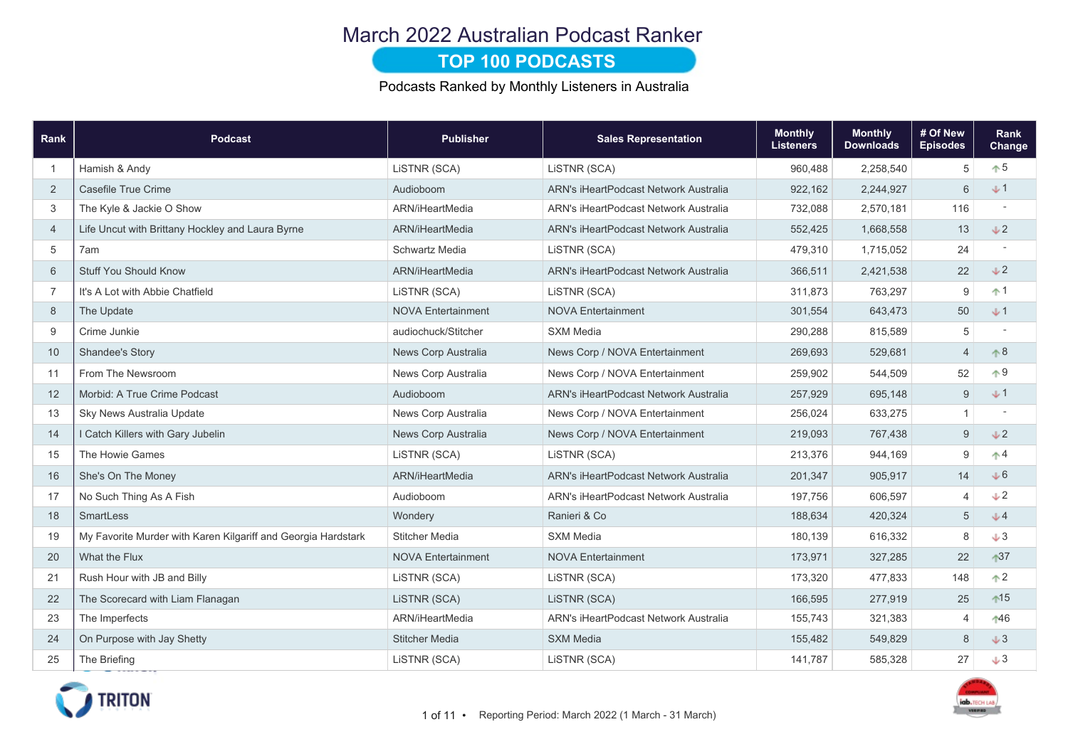# March 2022 Australian Podcast Ranker

## TOP 100 PODCASTS

Podcasts Ranked by Monthly Listeners in Australia

| Rank | Podcast | Publisher | Sales Representation | Monthly Listeners | Monthly Downloads | # Of New Episodes | Rank Change |
|---|---|---|---|---|---|---|---|
| 1 | Hamish & Andy | LiSTNR (SCA) | LiSTNR (SCA) | 960,488 | 2,258,540 | 5 | ↑5 |
| 2 | Casefile True Crime | Audioboom | ARN's iHeartPodcast Network Australia | 922,162 | 2,244,927 | 6 | ↓1 |
| 3 | The Kyle & Jackie O Show | ARN/iHeartMedia | ARN's iHeartPodcast Network Australia | 732,088 | 2,570,181 | 116 | - |
| 4 | Life Uncut with Brittany Hockley and Laura Byrne | ARN/iHeartMedia | ARN's iHeartPodcast Network Australia | 552,425 | 1,668,558 | 13 | ↓2 |
| 5 | 7am | Schwartz Media | LiSTNR (SCA) | 479,310 | 1,715,052 | 24 | - |
| 6 | Stuff You Should Know | ARN/iHeartMedia | ARN's iHeartPodcast Network Australia | 366,511 | 2,421,538 | 22 | ↓2 |
| 7 | It's A Lot with Abbie Chatfield | LiSTNR (SCA) | LiSTNR (SCA) | 311,873 | 763,297 | 9 | ↑1 |
| 8 | The Update | NOVA Entertainment | NOVA Entertainment | 301,554 | 643,473 | 50 | ↓1 |
| 9 | Crime Junkie | audiochuck/Stitcher | SXM Media | 290,288 | 815,589 | 5 | - |
| 10 | Shandee's Story | News Corp Australia | News Corp / NOVA Entertainment | 269,693 | 529,681 | 4 | ↑8 |
| 11 | From The Newsroom | News Corp Australia | News Corp / NOVA Entertainment | 259,902 | 544,509 | 52 | ↑9 |
| 12 | Morbid: A True Crime Podcast | Audioboom | ARN's iHeartPodcast Network Australia | 257,929 | 695,148 | 9 | ↓1 |
| 13 | Sky News Australia Update | News Corp Australia | News Corp / NOVA Entertainment | 256,024 | 633,275 | 1 | - |
| 14 | I Catch Killers with Gary Jubelin | News Corp Australia | News Corp / NOVA Entertainment | 219,093 | 767,438 | 9 | ↓2 |
| 15 | The Howie Games | LiSTNR (SCA) | LiSTNR (SCA) | 213,376 | 944,169 | 9 | ↑4 |
| 16 | She's On The Money | ARN/iHeartMedia | ARN's iHeartPodcast Network Australia | 201,347 | 905,917 | 14 | ↓6 |
| 17 | No Such Thing As A Fish | Audioboom | ARN's iHeartPodcast Network Australia | 197,756 | 606,597 | 4 | ↓2 |
| 18 | SmartLess | Wondery | Ranieri & Co | 188,634 | 420,324 | 5 | ↓4 |
| 19 | My Favorite Murder with Karen Kilgariff and Georgia Hardstark | Stitcher Media | SXM Media | 180,139 | 616,332 | 8 | ↓3 |
| 20 | What the Flux | NOVA Entertainment | NOVA Entertainment | 173,971 | 327,285 | 22 | ↑37 |
| 21 | Rush Hour with JB and Billy | LiSTNR (SCA) | LiSTNR (SCA) | 173,320 | 477,833 | 148 | ↑2 |
| 22 | The Scorecard with Liam Flanagan | LiSTNR (SCA) | LiSTNR (SCA) | 166,595 | 277,919 | 25 | ↑15 |
| 23 | The Imperfects | ARN/iHeartMedia | ARN's iHeartPodcast Network Australia | 155,743 | 321,383 | 4 | ↑46 |
| 24 | On Purpose with Jay Shetty | Stitcher Media | SXM Media | 155,482 | 549,829 | 8 | ↓3 |
| 25 | The Briefing | LiSTNR (SCA) | LiSTNR (SCA) | 141,787 | 585,328 | 27 | ↓3 |

Reporting Period: March 2022 (1 March - 31 March)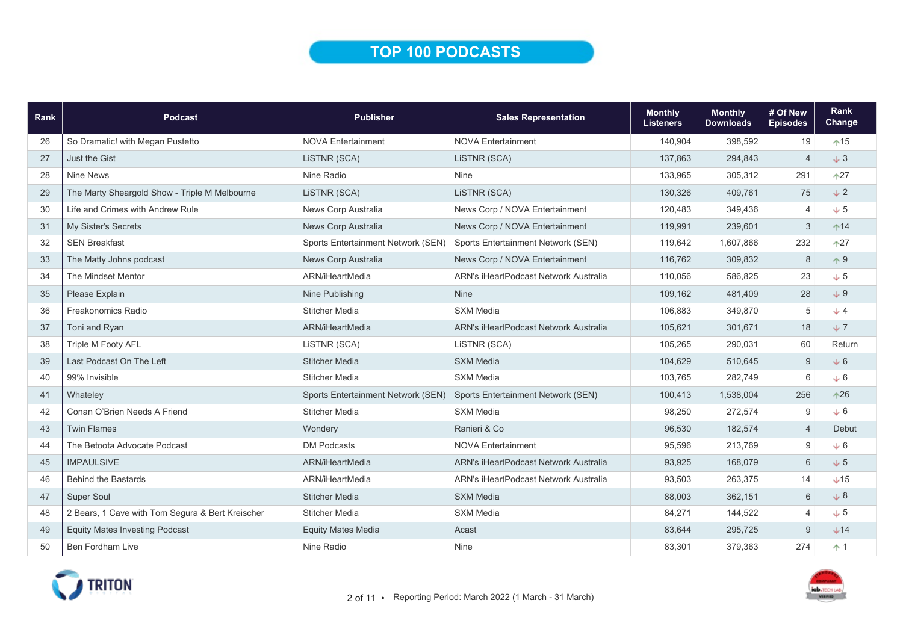# TOP 100 PODCASTS

| Rank | Podcast | Publisher | Sales Representation | Monthly Listeners | Monthly Downloads | # Of New Episodes | Rank Change |
|---|---|---|---|---|---|---|---|
| 26 | So Dramatic! with Megan Pustetto | NOVA Entertainment | NOVA Entertainment | 140,904 | 398,592 | 19 | ↑15 |
| 27 | Just the Gist | LiSTNR (SCA) | LiSTNR (SCA) | 137,863 | 294,843 | 4 | ↓ 3 |
| 28 | Nine News | Nine Radio | Nine | 133,965 | 305,312 | 291 | ↑27 |
| 29 | The Marty Sheargold Show - Triple M Melbourne | LiSTNR (SCA) | LiSTNR (SCA) | 130,326 | 409,761 | 75 | ↓ 2 |
| 30 | Life and Crimes with Andrew Rule | News Corp Australia | News Corp / NOVA Entertainment | 120,483 | 349,436 | 4 | ↓ 5 |
| 31 | My Sister's Secrets | News Corp Australia | News Corp / NOVA Entertainment | 119,991 | 239,601 | 3 | ↑14 |
| 32 | SEN Breakfast | Sports Entertainment Network (SEN) | Sports Entertainment Network (SEN) | 119,642 | 1,607,866 | 232 | ↑27 |
| 33 | The Matty Johns podcast | News Corp Australia | News Corp / NOVA Entertainment | 116,762 | 309,832 | 8 | ↑ 9 |
| 34 | The Mindset Mentor | ARN/iHeartMedia | ARN's iHeartPodcast Network Australia | 110,056 | 586,825 | 23 | ↓ 5 |
| 35 | Please Explain | Nine Publishing | Nine | 109,162 | 481,409 | 28 | ↓ 9 |
| 36 | Freakonomics Radio | Stitcher Media | SXM Media | 106,883 | 349,870 | 5 | ↓ 4 |
| 37 | Toni and Ryan | ARN/iHeartMedia | ARN's iHeartPodcast Network Australia | 105,621 | 301,671 | 18 | ↓ 7 |
| 38 | Triple M Footy AFL | LiSTNR (SCA) | LiSTNR (SCA) | 105,265 | 290,031 | 60 | Return |
| 39 | Last Podcast On The Left | Stitcher Media | SXM Media | 104,629 | 510,645 | 9 | ↓ 6 |
| 40 | 99% Invisible | Stitcher Media | SXM Media | 103,765 | 282,749 | 6 | ↓ 6 |
| 41 | Whateley | Sports Entertainment Network (SEN) | Sports Entertainment Network (SEN) | 100,413 | 1,538,004 | 256 | ↑26 |
| 42 | Conan O'Brien Needs A Friend | Stitcher Media | SXM Media | 98,250 | 272,574 | 9 | ↓ 6 |
| 43 | Twin Flames | Wondery | Ranieri & Co | 96,530 | 182,574 | 4 | Debut |
| 44 | The Betoota Advocate Podcast | DM Podcasts | NOVA Entertainment | 95,596 | 213,769 | 9 | ↓ 6 |
| 45 | IMPAULSIVE | ARN/iHeartMedia | ARN's iHeartPodcast Network Australia | 93,925 | 168,079 | 6 | ↓ 5 |
| 46 | Behind the Bastards | ARN/iHeartMedia | ARN's iHeartPodcast Network Australia | 93,503 | 263,375 | 14 | ↓15 |
| 47 | Super Soul | Stitcher Media | SXM Media | 88,003 | 362,151 | 6 | ↓ 8 |
| 48 | 2 Bears, 1 Cave with Tom Segura & Bert Kreischer | Stitcher Media | SXM Media | 84,271 | 144,522 | 4 | ↓ 5 |
| 49 | Equity Mates Investing Podcast | Equity Mates Media | Acast | 83,644 | 295,725 | 9 | ↓14 |
| 50 | Ben Fordham Live | Nine Radio | Nine | 83,301 | 379,363 | 274 | ↑ 1 |

Reporting Period: March 2022 (1 March - 31 March)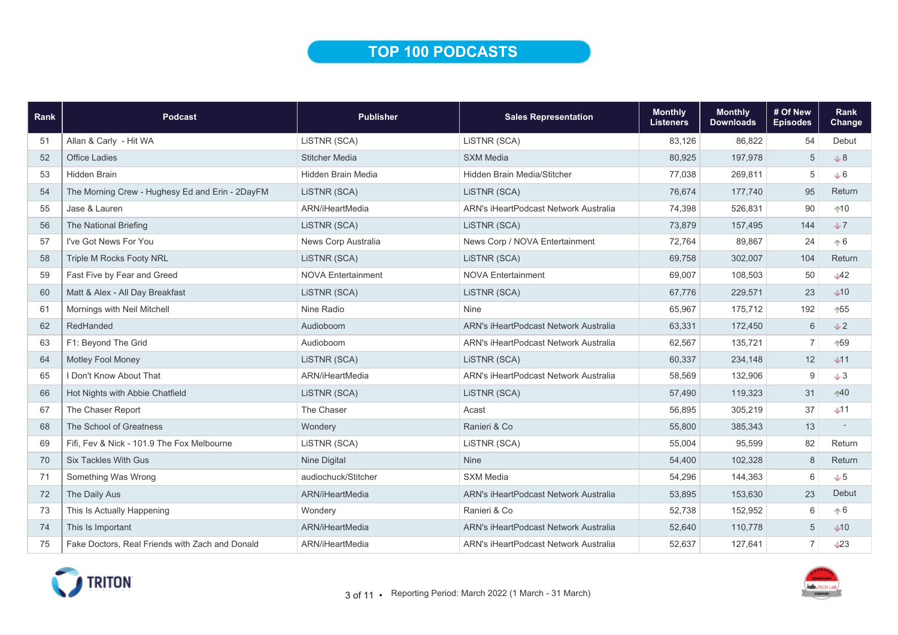# TOP 100 PODCASTS

| Rank | Podcast | Publisher | Sales Representation | Monthly Listeners | Monthly Downloads | # Of New Episodes | Rank Change |
|---|---|---|---|---|---|---|---|
| 51 | Allan & Carly - Hit WA | LiSTNR (SCA) | LiSTNR (SCA) | 83,126 | 86,822 | 54 | Debut |
| 52 | Office Ladies | Stitcher Media | SXM Media | 80,925 | 197,978 | 5 | ↓8 |
| 53 | Hidden Brain | Hidden Brain Media | Hidden Brain Media/Stitcher | 77,038 | 269,811 | 5 | ↓6 |
| 54 | The Morning Crew - Hughesy Ed and Erin - 2DayFM | LiSTNR (SCA) | LiSTNR (SCA) | 76,674 | 177,740 | 95 | Return |
| 55 | Jase & Lauren | ARN/iHeartMedia | ARN's iHeartPodcast Network Australia | 74,398 | 526,831 | 90 | ↑10 |
| 56 | The National Briefing | LiSTNR (SCA) | LiSTNR (SCA) | 73,879 | 157,495 | 144 | ↓7 |
| 57 | I've Got News For You | News Corp Australia | News Corp / NOVA Entertainment | 72,764 | 89,867 | 24 | ↑6 |
| 58 | Triple M Rocks Footy NRL | LiSTNR (SCA) | LiSTNR (SCA) | 69,758 | 302,007 | 104 | Return |
| 59 | Fast Five by Fear and Greed | NOVA Entertainment | NOVA Entertainment | 69,007 | 108,503 | 50 | ↓42 |
| 60 | Matt & Alex - All Day Breakfast | LiSTNR (SCA) | LiSTNR (SCA) | 67,776 | 229,571 | 23 | ↓10 |
| 61 | Mornings with Neil Mitchell | Nine Radio | Nine | 65,967 | 175,712 | 192 | ↑55 |
| 62 | RedHanded | Audioboom | ARN's iHeartPodcast Network Australia | 63,331 | 172,450 | 6 | ↓2 |
| 63 | F1: Beyond The Grid | Audioboom | ARN's iHeartPodcast Network Australia | 62,567 | 135,721 | 7 | ↑59 |
| 64 | Motley Fool Money | LiSTNR (SCA) | LiSTNR (SCA) | 60,337 | 234,148 | 12 | ↓11 |
| 65 | I Don't Know About That | ARN/iHeartMedia | ARN's iHeartPodcast Network Australia | 58,569 | 132,906 | 9 | ↓3 |
| 66 | Hot Nights with Abbie Chatfield | LiSTNR (SCA) | LiSTNR (SCA) | 57,490 | 119,323 | 31 | ↑40 |
| 67 | The Chaser Report | The Chaser | Acast | 56,895 | 305,219 | 37 | ↓11 |
| 68 | The School of Greatness | Wondery | Ranieri & Co | 55,800 | 385,343 | 13 | - |
| 69 | Fifi, Fev & Nick - 101.9 The Fox Melbourne | LiSTNR (SCA) | LiSTNR (SCA) | 55,004 | 95,599 | 82 | Return |
| 70 | Six Tackles With Gus | Nine Digital | Nine | 54,400 | 102,328 | 8 | Return |
| 71 | Something Was Wrong | audiochuck/Stitcher | SXM Media | 54,296 | 144,363 | 6 | ↓5 |
| 72 | The Daily Aus | ARN/iHeartMedia | ARN's iHeartPodcast Network Australia | 53,895 | 153,630 | 23 | Debut |
| 73 | This Is Actually Happening | Wondery | Ranieri & Co | 52,738 | 152,952 | 6 | ↑6 |
| 74 | This Is Important | ARN/iHeartMedia | ARN's iHeartPodcast Network Australia | 52,640 | 110,778 | 5 | ↓10 |
| 75 | Fake Doctors, Real Friends with Zach and Donald | ARN/iHeartMedia | ARN's iHeartPodcast Network Australia | 52,637 | 127,641 | 7 | ↓23 |

Reporting Period: March 2022 (1 March - 31 March)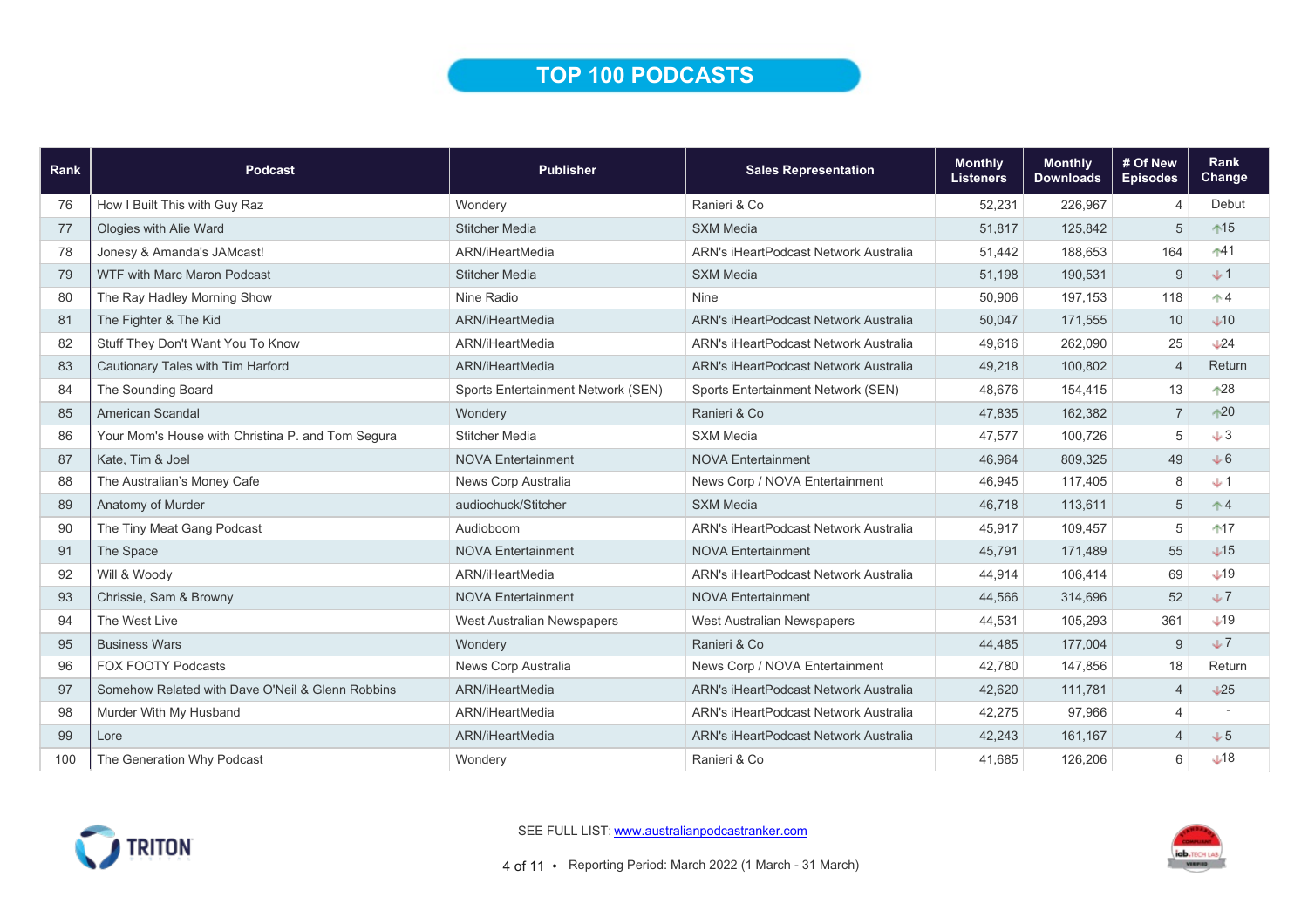# TOP 100 PODCASTS

| Rank | Podcast | Publisher | Sales Representation | Monthly Listeners | Monthly Downloads | # Of New Episodes | Rank Change |
|---|---|---|---|---|---|---|---|
| 76 | How I Built This with Guy Raz | Wondery | Ranieri & Co | 52,231 | 226,967 | 4 | Debut |
| 77 | Ologies with Alie Ward | Stitcher Media | SXM Media | 51,817 | 125,842 | 5 | ↑15 |
| 78 | Jonesy & Amanda's JAMcast! | ARN/iHeartMedia | ARN's iHeartPodcast Network Australia | 51,442 | 188,653 | 164 | ↑41 |
| 79 | WTF with Marc Maron Podcast | Stitcher Media | SXM Media | 51,198 | 190,531 | 9 | ↓1 |
| 80 | The Ray Hadley Morning Show | Nine Radio | Nine | 50,906 | 197,153 | 118 | ↑4 |
| 81 | The Fighter & The Kid | ARN/iHeartMedia | ARN's iHeartPodcast Network Australia | 50,047 | 171,555 | 10 | ↓10 |
| 82 | Stuff They Don't Want You To Know | ARN/iHeartMedia | ARN's iHeartPodcast Network Australia | 49,616 | 262,090 | 25 | ↓24 |
| 83 | Cautionary Tales with Tim Harford | ARN/iHeartMedia | ARN's iHeartPodcast Network Australia | 49,218 | 100,802 | 4 | Return |
| 84 | The Sounding Board | Sports Entertainment Network (SEN) | Sports Entertainment Network (SEN) | 48,676 | 154,415 | 13 | ↑28 |
| 85 | American Scandal | Wondery | Ranieri & Co | 47,835 | 162,382 | 7 | ↑20 |
| 86 | Your Mom's House with Christina P. and Tom Segura | Stitcher Media | SXM Media | 47,577 | 100,726 | 5 | ↓3 |
| 87 | Kate, Tim & Joel | NOVA Entertainment | NOVA Entertainment | 46,964 | 809,325 | 49 | ↓6 |
| 88 | The Australian's Money Cafe | News Corp Australia | News Corp / NOVA Entertainment | 46,945 | 117,405 | 8 | ↓1 |
| 89 | Anatomy of Murder | audiochuck/Stitcher | SXM Media | 46,718 | 113,611 | 5 | ↑4 |
| 90 | The Tiny Meat Gang Podcast | Audioboom | ARN's iHeartPodcast Network Australia | 45,917 | 109,457 | 5 | ↑17 |
| 91 | The Space | NOVA Entertainment | NOVA Entertainment | 45,791 | 171,489 | 55 | ↓15 |
| 92 | Will & Woody | ARN/iHeartMedia | ARN's iHeartPodcast Network Australia | 44,914 | 106,414 | 69 | ↓19 |
| 93 | Chrissie, Sam & Browny | NOVA Entertainment | NOVA Entertainment | 44,566 | 314,696 | 52 | ↓7 |
| 94 | The West Live | West Australian Newspapers | West Australian Newspapers | 44,531 | 105,293 | 361 | ↓19 |
| 95 | Business Wars | Wondery | Ranieri & Co | 44,485 | 177,004 | 9 | ↓7 |
| 96 | FOX FOOTY Podcasts | News Corp Australia | News Corp / NOVA Entertainment | 42,780 | 147,856 | 18 | Return |
| 97 | Somehow Related with Dave O'Neil & Glenn Robbins | ARN/iHeartMedia | ARN's iHeartPodcast Network Australia | 42,620 | 111,781 | 4 | ↓25 |
| 98 | Murder With My Husband | ARN/iHeartMedia | ARN's iHeartPodcast Network Australia | 42,275 | 97,966 | 4 | - |
| 99 | Lore | ARN/iHeartMedia | ARN's iHeartPodcast Network Australia | 42,243 | 161,167 | 4 | ↓5 |
| 100 | The Generation Why Podcast | Wondery | Ranieri & Co | 41,685 | 126,206 | 6 | ↓18 |

SEE FULL LIST: [www.australianpodcastranker.com](www.australianpodcastranker.com)

Reporting Period: March 2022 (1 March - 31 March)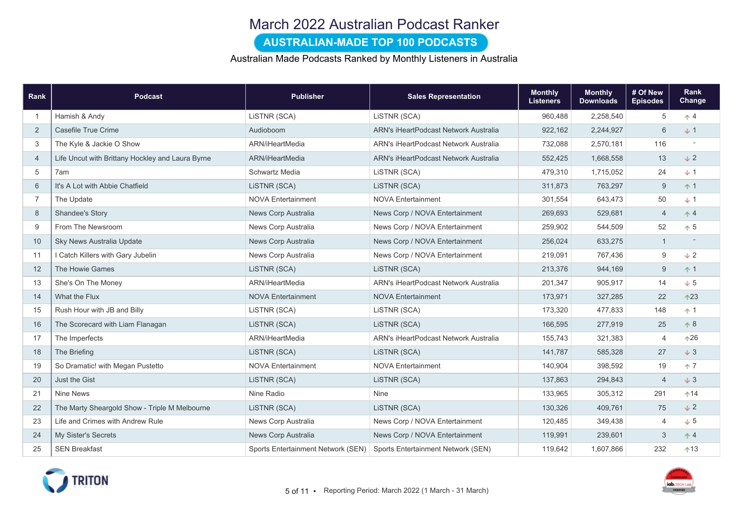# March 2022 Australian Podcast Ranker

## AUSTRALIAN-MADE TOP 100 PODCASTS

Australian Made Podcasts Ranked by Monthly Listeners in Australia

| Rank | Podcast | Publisher | Sales Representation | Monthly Listeners | Monthly Downloads | # Of New Episodes | Rank Change |
|---|---|---|---|---|---|---|---|
| 1 | Hamish & Andy | LiSTNR (SCA) | LiSTNR (SCA) | 960,488 | 2,258,540 | 5 | ↑ 4 |
| 2 | Casefile True Crime | Audioboom | ARN's iHeartPodcast Network Australia | 922,162 | 2,244,927 | 6 | ↓ 1 |
| 3 | The Kyle & Jackie O Show | ARN/iHeartMedia | ARN's iHeartPodcast Network Australia | 732,088 | 2,570,181 | 116 | - |
| 4 | Life Uncut with Brittany Hockley and Laura Byrne | ARN/iHeartMedia | ARN's iHeartPodcast Network Australia | 552,425 | 1,668,558 | 13 | ↓ 2 |
| 5 | 7am | Schwartz Media | LiSTNR (SCA) | 479,310 | 1,715,052 | 24 | ↓ 1 |
| 6 | It's A Lot with Abbie Chatfield | LiSTNR (SCA) | LiSTNR (SCA) | 311,873 | 763,297 | 9 | ↑ 1 |
| 7 | The Update | NOVA Entertainment | NOVA Entertainment | 301,554 | 643,473 | 50 | ↓ 1 |
| 8 | Shandee's Story | News Corp Australia | News Corp / NOVA Entertainment | 269,693 | 529,681 | 4 | ↑ 4 |
| 9 | From The Newsroom | News Corp Australia | News Corp / NOVA Entertainment | 259,902 | 544,509 | 52 | ↑ 5 |
| 10 | Sky News Australia Update | News Corp Australia | News Corp / NOVA Entertainment | 256,024 | 633,275 | 1 | - |
| 11 | I Catch Killers with Gary Jubelin | News Corp Australia | News Corp / NOVA Entertainment | 219,091 | 767,436 | 9 | ↓ 2 |
| 12 | The Howie Games | LiSTNR (SCA) | LiSTNR (SCA) | 213,376 | 944,169 | 9 | ↑ 1 |
| 13 | She's On The Money | ARN/iHeartMedia | ARN's iHeartPodcast Network Australia | 201,347 | 905,917 | 14 | ↓ 5 |
| 14 | What the Flux | NOVA Entertainment | NOVA Entertainment | 173,971 | 327,285 | 22 | ↑ 23 |
| 15 | Rush Hour with JB and Billy | LiSTNR (SCA) | LiSTNR (SCA) | 173,320 | 477,833 | 148 | ↑ 1 |
| 16 | The Scorecard with Liam Flanagan | LiSTNR (SCA) | LiSTNR (SCA) | 166,595 | 277,919 | 25 | ↑ 8 |
| 17 | The Imperfects | ARN/iHeartMedia | ARN's iHeartPodcast Network Australia | 155,743 | 321,383 | 4 | ↑ 26 |
| 18 | The Briefing | LiSTNR (SCA) | LiSTNR (SCA) | 141,787 | 585,328 | 27 | ↓ 3 |
| 19 | So Dramatic! with Megan Pustetto | NOVA Entertainment | NOVA Entertainment | 140,904 | 398,592 | 19 | ↑ 7 |
| 20 | Just the Gist | LiSTNR (SCA) | LiSTNR (SCA) | 137,863 | 294,843 | 4 | ↓ 3 |
| 21 | Nine News | Nine Radio | Nine | 133,965 | 305,312 | 291 | ↑ 14 |
| 22 | The Marty Sheargold Show - Triple M Melbourne | LiSTNR (SCA) | LiSTNR (SCA) | 130,326 | 409,761 | 75 | ↓ 2 |
| 23 | Life and Crimes with Andrew Rule | News Corp Australia | News Corp / NOVA Entertainment | 120,485 | 349,438 | 4 | ↓ 5 |
| 24 | My Sister's Secrets | News Corp Australia | News Corp / NOVA Entertainment | 119,991 | 239,601 | 3 | ↑ 4 |
| 25 | SEN Breakfast | Sports Entertainment Network (SEN) | Sports Entertainment Network (SEN) | 119,642 | 1,607,866 | 232 | ↑ 13 |

Reporting Period: March 2022 (1 March - 31 March)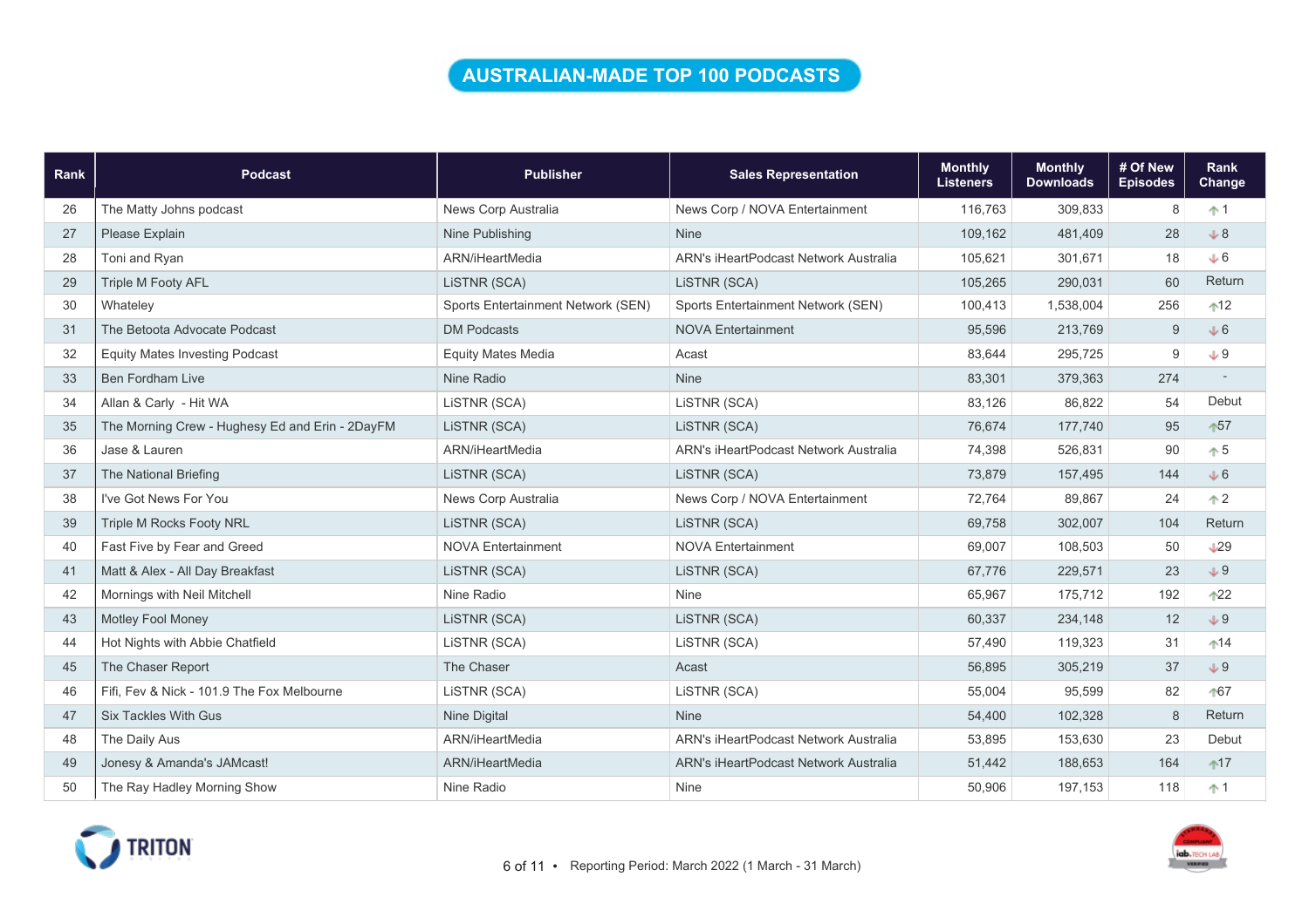# AUSTRALIAN-MADE TOP 100 PODCASTS

| Rank | Podcast | Publisher | Sales Representation | Monthly Listeners | Monthly Downloads | # Of New Episodes | Rank Change |
|---|---|---|---|---|---|---|---|
| 26 | The Matty Johns podcast | News Corp Australia | News Corp / NOVA Entertainment | 116,763 | 309,833 | 8 | ↑1 |
| 27 | Please Explain | Nine Publishing | Nine | 109,162 | 481,409 | 28 | ↓8 |
| 28 | Toni and Ryan | ARN/iHeartMedia | ARN's iHeartPodcast Network Australia | 105,621 | 301,671 | 18 | ↓6 |
| 29 | Triple M Footy AFL | LiSTNR (SCA) | LiSTNR (SCA) | 105,265 | 290,031 | 60 | Return |
| 30 | Whateley | Sports Entertainment Network (SEN) | Sports Entertainment Network (SEN) | 100,413 | 1,538,004 | 256 | ↑12 |
| 31 | The Betoota Advocate Podcast | DM Podcasts | NOVA Entertainment | 95,596 | 213,769 | 9 | ↓6 |
| 32 | Equity Mates Investing Podcast | Equity Mates Media | Acast | 83,644 | 295,725 | 9 | ↓9 |
| 33 | Ben Fordham Live | Nine Radio | Nine | 83,301 | 379,363 | 274 | - |
| 34 | Allan & Carly - Hit WA | LiSTNR (SCA) | LiSTNR (SCA) | 83,126 | 86,822 | 54 | Debut |
| 35 | The Morning Crew - Hughesy Ed and Erin - 2DayFM | LiSTNR (SCA) | LiSTNR (SCA) | 76,674 | 177,740 | 95 | ↑57 |
| 36 | Jase & Lauren | ARN/iHeartMedia | ARN's iHeartPodcast Network Australia | 74,398 | 526,831 | 90 | ↑5 |
| 37 | The National Briefing | LiSTNR (SCA) | LiSTNR (SCA) | 73,879 | 157,495 | 144 | ↓6 |
| 38 | I've Got News For You | News Corp Australia | News Corp / NOVA Entertainment | 72,764 | 89,867 | 24 | ↑2 |
| 39 | Triple M Rocks Footy NRL | LiSTNR (SCA) | LiSTNR (SCA) | 69,758 | 302,007 | 104 | Return |
| 40 | Fast Five by Fear and Greed | NOVA Entertainment | NOVA Entertainment | 69,007 | 108,503 | 50 | ↓29 |
| 41 | Matt & Alex - All Day Breakfast | LiSTNR (SCA) | LiSTNR (SCA) | 67,776 | 229,571 | 23 | ↓9 |
| 42 | Mornings with Neil Mitchell | Nine Radio | Nine | 65,967 | 175,712 | 192 | ↑22 |
| 43 | Motley Fool Money | LiSTNR (SCA) | LiSTNR (SCA) | 60,337 | 234,148 | 12 | ↓9 |
| 44 | Hot Nights with Abbie Chatfield | LiSTNR (SCA) | LiSTNR (SCA) | 57,490 | 119,323 | 31 | ↑14 |
| 45 | The Chaser Report | The Chaser | Acast | 56,895 | 305,219 | 37 | ↓9 |
| 46 | Fifi, Fev & Nick - 101.9 The Fox Melbourne | LiSTNR (SCA) | LiSTNR (SCA) | 55,004 | 95,599 | 82 | ↑67 |
| 47 | Six Tackles With Gus | Nine Digital | Nine | 54,400 | 102,328 | 8 | Return |
| 48 | The Daily Aus | ARN/iHeartMedia | ARN's iHeartPodcast Network Australia | 53,895 | 153,630 | 23 | Debut |
| 49 | Jonesy & Amanda's JAMcast! | ARN/iHeartMedia | ARN's iHeartPodcast Network Australia | 51,442 | 188,653 | 164 | ↑17 |
| 50 | The Ray Hadley Morning Show | Nine Radio | Nine | 50,906 | 197,153 | 118 | ↑1 |

Reporting Period: March 2022 (1 March - 31 March)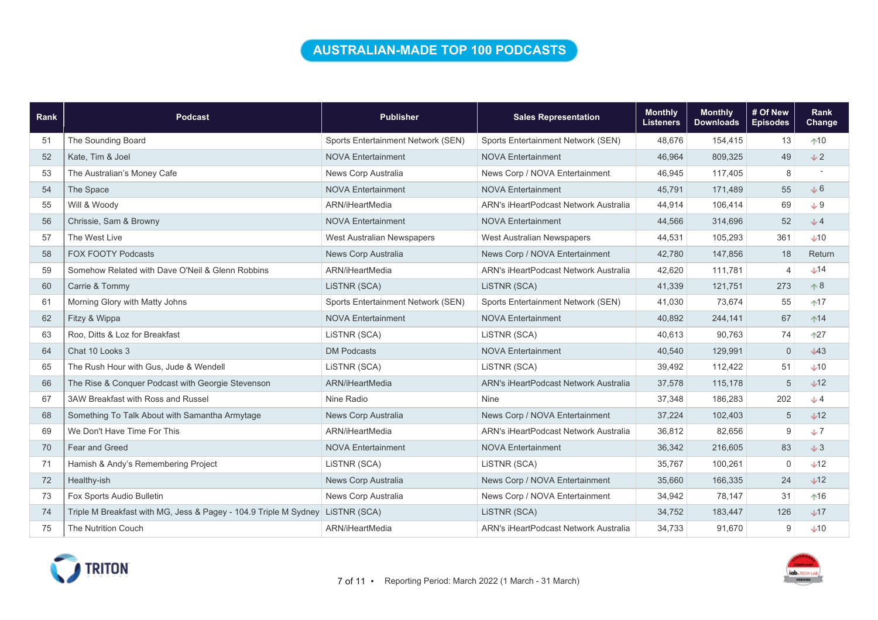# AUSTRALIAN-MADE TOP 100 PODCASTS

| Rank | Podcast | Publisher | Sales Representation | Monthly Listeners | Monthly Downloads | # Of New Episodes | Rank Change |
|---|---|---|---|---|---|---|---|
| 51 | The Sounding Board | Sports Entertainment Network (SEN) | Sports Entertainment Network (SEN) | 48,676 | 154,415 | 13 | ↑10 |
| 52 | Kate, Tim & Joel | NOVA Entertainment | NOVA Entertainment | 46,964 | 809,325 | 49 | ↓2 |
| 53 | The Australian's Money Cafe | News Corp Australia | News Corp / NOVA Entertainment | 46,945 | 117,405 | 8 | - |
| 54 | The Space | NOVA Entertainment | NOVA Entertainment | 45,791 | 171,489 | 55 | ↓6 |
| 55 | Will & Woody | ARN/iHeartMedia | ARN's iHeartPodcast Network Australia | 44,914 | 106,414 | 69 | ↓9 |
| 56 | Chrissie, Sam & Browny | NOVA Entertainment | NOVA Entertainment | 44,566 | 314,696 | 52 | ↓4 |
| 57 | The West Live | West Australian Newspapers | West Australian Newspapers | 44,531 | 105,293 | 361 | ↓10 |
| 58 | FOX FOOTY Podcasts | News Corp Australia | News Corp / NOVA Entertainment | 42,780 | 147,856 | 18 | Return |
| 59 | Somehow Related with Dave O'Neil & Glenn Robbins | ARN/iHeartMedia | ARN's iHeartPodcast Network Australia | 42,620 | 111,781 | 4 | ↓14 |
| 60 | Carrie & Tommy | LiSTNR (SCA) | LiSTNR (SCA) | 41,339 | 121,751 | 273 | ↑8 |
| 61 | Morning Glory with Matty Johns | Sports Entertainment Network (SEN) | Sports Entertainment Network (SEN) | 41,030 | 73,674 | 55 | ↑17 |
| 62 | Fitzy & Wippa | NOVA Entertainment | NOVA Entertainment | 40,892 | 244,141 | 67 | ↑14 |
| 63 | Roo, Ditts & Loz for Breakfast | LiSTNR (SCA) | LiSTNR (SCA) | 40,613 | 90,763 | 74 | ↑27 |
| 64 | Chat 10 Looks 3 | DM Podcasts | NOVA Entertainment | 40,540 | 129,991 | 0 | ↓43 |
| 65 | The Rush Hour with Gus, Jude & Wendell | LiSTNR (SCA) | LiSTNR (SCA) | 39,492 | 112,422 | 51 | ↓10 |
| 66 | The Rise & Conquer Podcast with Georgie Stevenson | ARN/iHeartMedia | ARN's iHeartPodcast Network Australia | 37,578 | 115,178 | 5 | ↓12 |
| 67 | 3AW Breakfast with Ross and Russel | Nine Radio | Nine | 37,348 | 186,283 | 202 | ↓4 |
| 68 | Something To Talk About with Samantha Armytage | News Corp Australia | News Corp / NOVA Entertainment | 37,224 | 102,403 | 5 | ↓12 |
| 69 | We Don't Have Time For This | ARN/iHeartMedia | ARN's iHeartPodcast Network Australia | 36,812 | 82,656 | 9 | ↓7 |
| 70 | Fear and Greed | NOVA Entertainment | NOVA Entertainment | 36,342 | 216,605 | 83 | ↓3 |
| 71 | Hamish & Andy's Remembering Project | LiSTNR (SCA) | LiSTNR (SCA) | 35,767 | 100,261 | 0 | ↓12 |
| 72 | Healthy-ish | News Corp Australia | News Corp / NOVA Entertainment | 35,660 | 166,335 | 24 | ↓12 |
| 73 | Fox Sports Audio Bulletin | News Corp Australia | News Corp / NOVA Entertainment | 34,942 | 78,147 | 31 | ↑16 |
| 74 | Triple M Breakfast with MG, Jess & Pagey - 104.9 Triple M Sydney | LiSTNR (SCA) | LiSTNR (SCA) | 34,752 | 183,447 | 126 | ↓17 |
| 75 | The Nutrition Couch | ARN/iHeartMedia | ARN's iHeartPodcast Network Australia | 34,733 | 91,670 | 9 | ↓10 |

Reporting Period: March 2022 (1 March - 31 March)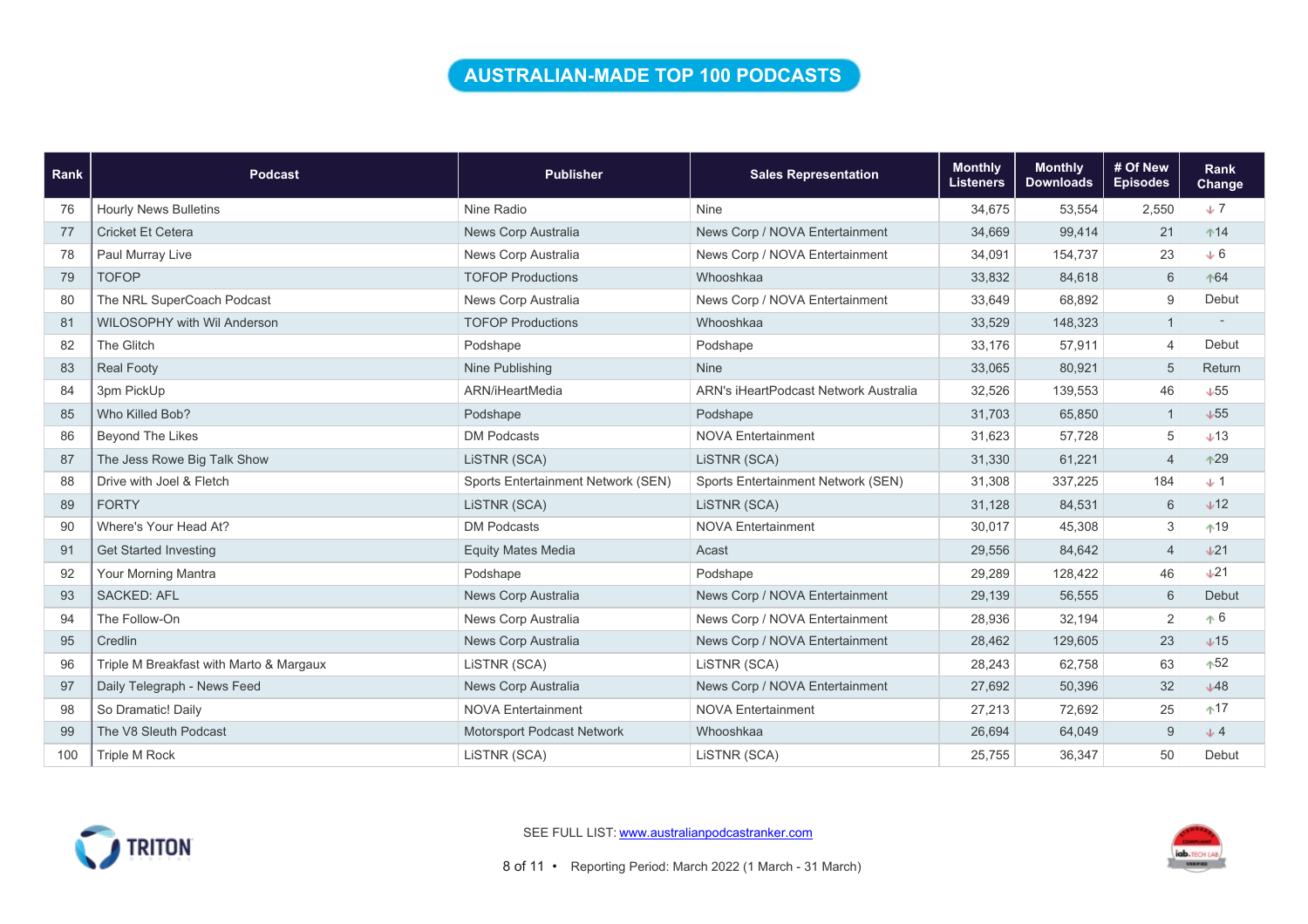# AUSTRALIAN-MADE TOP 100 PODCASTS

| Rank | Podcast | Publisher | Sales Representation | Monthly Listeners | Monthly Downloads | # Of New Episodes | Rank Change |
|---|---|---|---|---|---|---|---|
| 76 | Hourly News Bulletins | Nine Radio | Nine | 34,675 | 53,554 | 2,550 | ↓7 |
| 77 | Cricket Et Cetera | News Corp Australia | News Corp / NOVA Entertainment | 34,669 | 99,414 | 21 | ↑14 |
| 78 | Paul Murray Live | News Corp Australia | News Corp / NOVA Entertainment | 34,091 | 154,737 | 23 | ↓6 |
| 79 | TOFOP | TOFOP Productions | Whooshkaa | 33,832 | 84,618 | 6 | ↑64 |
| 80 | The NRL SuperCoach Podcast | News Corp Australia | News Corp / NOVA Entertainment | 33,649 | 68,892 | 9 | Debut |
| 81 | WILOSOPHY with Wil Anderson | TOFOP Productions | Whooshkaa | 33,529 | 148,323 | 1 | - |
| 82 | The Glitch | Podshape | Podshape | 33,176 | 57,911 | 4 | Debut |
| 83 | Real Footy | Nine Publishing | Nine | 33,065 | 80,921 | 5 | Return |
| 84 | 3pm PickUp | ARN/iHeartMedia | ARN's iHeartPodcast Network Australia | 32,526 | 139,553 | 46 | ↓55 |
| 85 | Who Killed Bob? | Podshape | Podshape | 31,703 | 65,850 | 1 | ↓55 |
| 86 | Beyond The Likes | DM Podcasts | NOVA Entertainment | 31,623 | 57,728 | 5 | ↓13 |
| 87 | The Jess Rowe Big Talk Show | LiSTNR (SCA) | LiSTNR (SCA) | 31,330 | 61,221 | 4 | ↑29 |
| 88 | Drive with Joel & Fletch | Sports Entertainment Network (SEN) | Sports Entertainment Network (SEN) | 31,308 | 337,225 | 184 | ↓1 |
| 89 | FORTY | LiSTNR (SCA) | LiSTNR (SCA) | 31,128 | 84,531 | 6 | ↓12 |
| 90 | Where's Your Head At? | DM Podcasts | NOVA Entertainment | 30,017 | 45,308 | 3 | ↑19 |
| 91 | Get Started Investing | Equity Mates Media | Acast | 29,556 | 84,642 | 4 | ↓21 |
| 92 | Your Morning Mantra | Podshape | Podshape | 29,289 | 128,422 | 46 | ↓21 |
| 93 | SACKED: AFL | News Corp Australia | News Corp / NOVA Entertainment | 29,139 | 56,555 | 6 | Debut |
| 94 | The Follow-On | News Corp Australia | News Corp / NOVA Entertainment | 28,936 | 32,194 | 2 | ↑6 |
| 95 | Credlin | News Corp Australia | News Corp / NOVA Entertainment | 28,462 | 129,605 | 23 | ↓15 |
| 96 | Triple M Breakfast with Marto & Margaux | LiSTNR (SCA) | LiSTNR (SCA) | 28,243 | 62,758 | 63 | ↑52 |
| 97 | Daily Telegraph - News Feed | News Corp Australia | News Corp / NOVA Entertainment | 27,692 | 50,396 | 32 | ↓48 |
| 98 | So Dramatic! Daily | NOVA Entertainment | NOVA Entertainment | 27,213 | 72,692 | 25 | ↑17 |
| 99 | The V8 Sleuth Podcast | Motorsport Podcast Network | Whooshkaa | 26,694 | 64,049 | 9 | ↓4 |
| 100 | Triple M Rock | LiSTNR (SCA) | LiSTNR (SCA) | 25,755 | 36,347 | 50 | Debut |

SEE FULL LIST: [www.australianpodcastranker.com](http://www.australianpodcastranker.com)

Reporting Period: March 2022 (1 March - 31 March)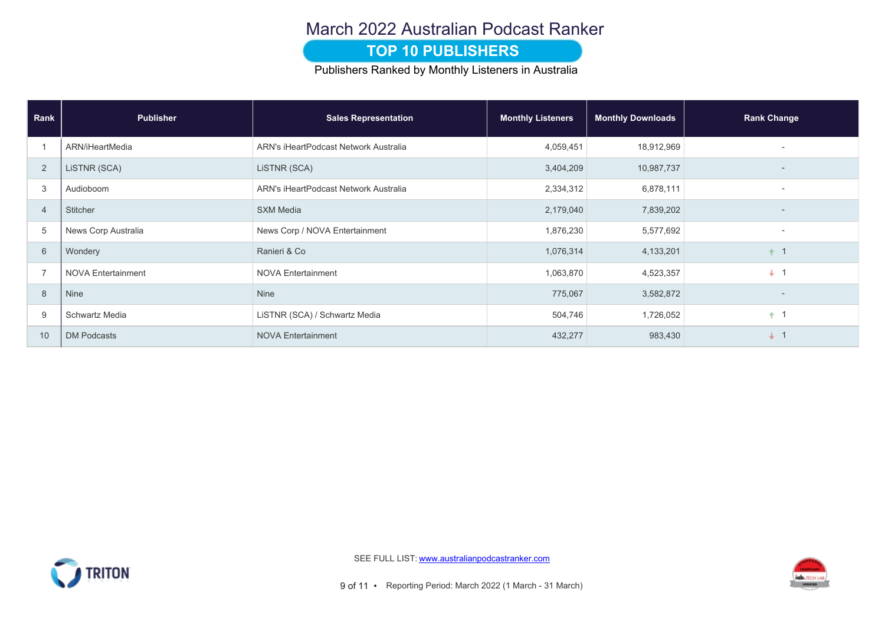# March 2022 Australian Podcast Ranker

## TOP 10 PUBLISHERS

Publishers Ranked by Monthly Listeners in Australia

| Rank | Publisher | Sales Representation | Monthly Listeners | Monthly Downloads | Rank Change |
|---|---|---|---|---|---|
| 1 | ARN/iHeartMedia | ARN's iHeartPodcast Network Australia | 4,059,451 | 18,912,969 | - |
| 2 | LiSTNR (SCA) | LiSTNR (SCA) | 3,404,209 | 10,987,737 | - |
| 3 | Audioboom | ARN's iHeartPodcast Network Australia | 2,334,312 | 6,878,111 | - |
| 4 | Stitcher | SXM Media | 2,179,040 | 7,839,202 | - |
| 5 | News Corp Australia | News Corp / NOVA Entertainment | 1,876,230 | 5,577,692 | - |
| 6 | Wondery | Ranieri & Co | 1,076,314 | 4,133,201 | ↑ 1 |
| 7 | NOVA Entertainment | NOVA Entertainment | 1,063,870 | 4,523,357 | ↓ 1 |
| 8 | Nine | Nine | 775,067 | 3,582,872 | - |
| 9 | Schwartz Media | LiSTNR (SCA) / Schwartz Media | 504,746 | 1,726,052 | ↑ 1 |
| 10 | DM Podcasts | NOVA Entertainment | 432,277 | 983,430 | ↓ 1 |

SEE FULL LIST: [www.australianpodcastranker.com](http://www.australianpodcastranker.com)

Reporting Period: March 2022 (1 March - 31 March)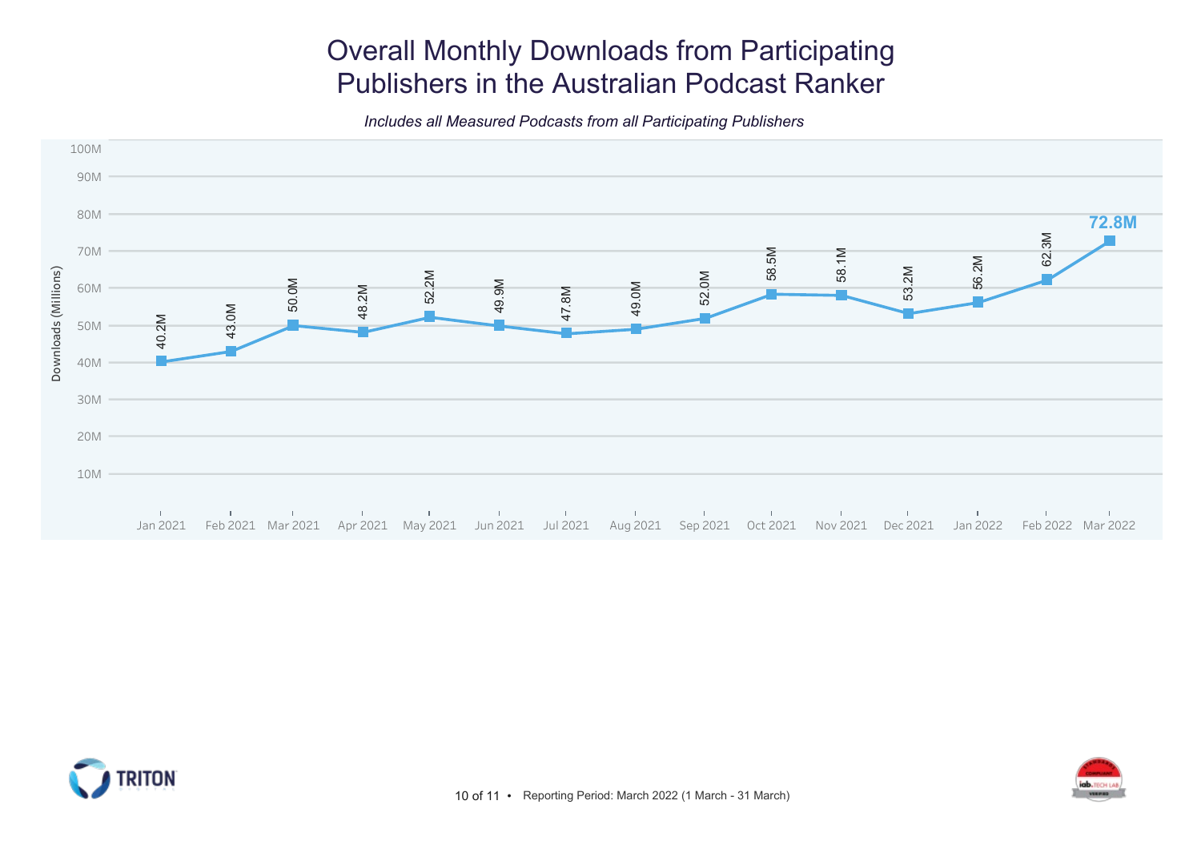# Overall Monthly Downloads from Participating Publishers in the Australian Podcast Ranker

*Includes all Measured Podcasts from all Participating Publishers*

| Month | Downloads (Millions) |
|---|---|
| Jan 2021 | 40.2M |
| Feb 2021 | 43.0M |
| Mar 2021 | 50.0M |
| Apr 2021 | 48.2M |
| May 2021 | 52.2M |
| Jun 2021 | 49.9M |
| Jul 2021 | 47.8M |
| Aug 2021 | 49.0M |
| Sep 2021 | 52.0M |
| Oct 2021 | 58.5M |
| Nov 2021 | 58.1M |
| Dec 2021 | 53.2M |
| Jan 2022 | 56.2M |
| Feb 2022 | 62.3M |
| Mar 2022 | **72.8M** |

Reporting Period: March 2022 (1 March - 31 March)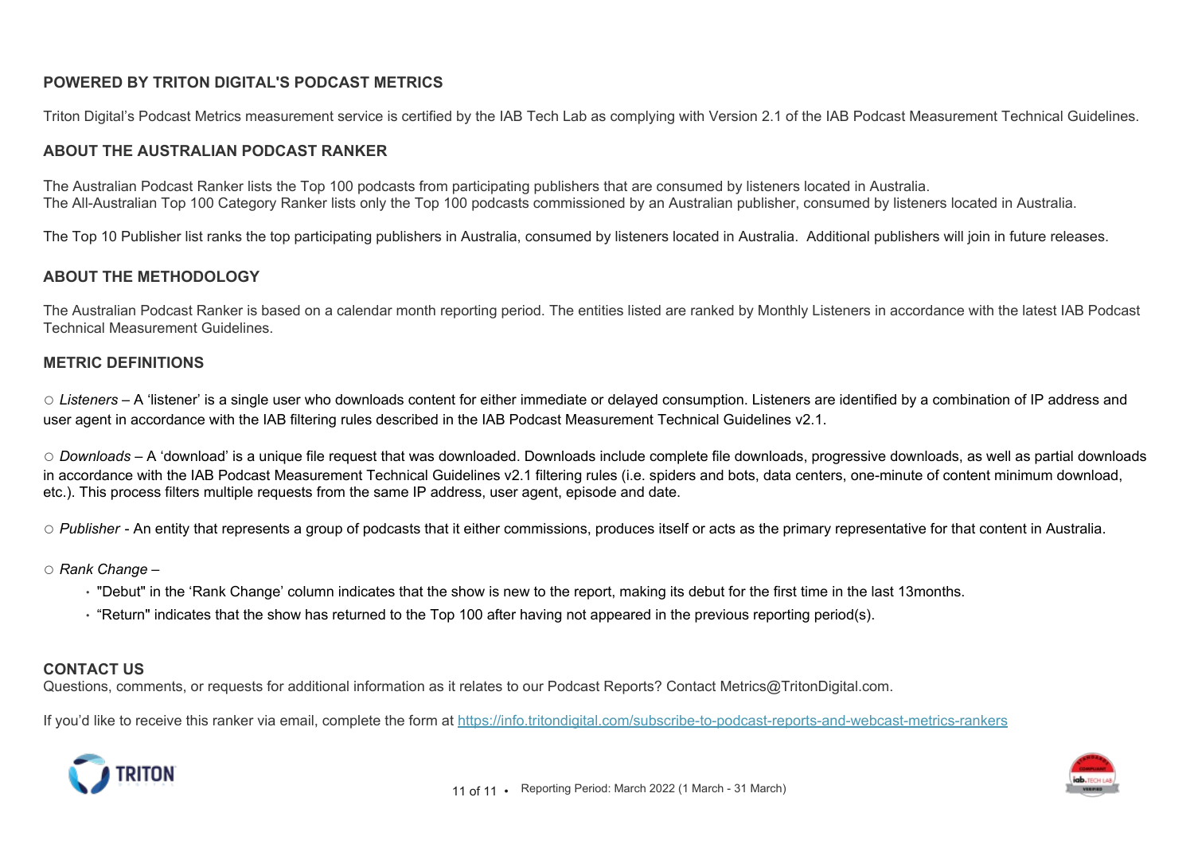## POWERED BY TRITON DIGITAL'S PODCAST METRICS

Triton Digital's Podcast Metrics measurement service is certified by the IAB Tech Lab as complying with Version 2.1 of the IAB Podcast Measurement Technical Guidelines.

## ABOUT THE AUSTRALIAN PODCAST RANKER

The Australian Podcast Ranker lists the Top 100 podcasts from participating publishers that are consumed by listeners located in Australia.
The All-Australian Top 100 Category Ranker lists only the Top 100 podcasts commissioned by an Australian publisher, consumed by listeners located in Australia.

The Top 10 Publisher list ranks the top participating publishers in Australia, consumed by listeners located in Australia. Additional publishers will join in future releases.

## ABOUT THE METHODOLOGY

The Australian Podcast Ranker is based on a calendar month reporting period. The entities listed are ranked by Monthly Listeners in accordance with the latest IAB Podcast Technical Measurement Guidelines.

## METRIC DEFINITIONS

○ *Listeners* – A 'listener' is a single user who downloads content for either immediate or delayed consumption. Listeners are identified by a combination of IP address and user agent in accordance with the IAB filtering rules described in the IAB Podcast Measurement Technical Guidelines v2.1.

○ *Downloads* – A 'download' is a unique file request that was downloaded. Downloads include complete file downloads, progressive downloads, as well as partial downloads in accordance with the IAB Podcast Measurement Technical Guidelines v2.1 filtering rules (i.e. spiders and bots, data centers, one-minute of content minimum download, etc.). This process filters multiple requests from the same IP address, user agent, episode and date.

○ *Publisher* - An entity that represents a group of podcasts that it either commissions, produces itself or acts as the primary representative for that content in Australia.

○ *Rank Change* –

- "Debut" in the 'Rank Change' column indicates that the show is new to the report, making its debut for the first time in the last 13months.
- "Return" indicates that the show has returned to the Top 100 after having not appeared in the previous reporting period(s).

## CONTACT US

Questions, comments, or requests for additional information as it relates to our Podcast Reports? Contact Metrics@TritonDigital.com.

If you'd like to receive this ranker via email, complete the form at https://info.tritondigital.com/subscribe-to-podcast-reports-and-webcast-metrics-rankers

Reporting Period: March 2022 (1 March - 31 March)